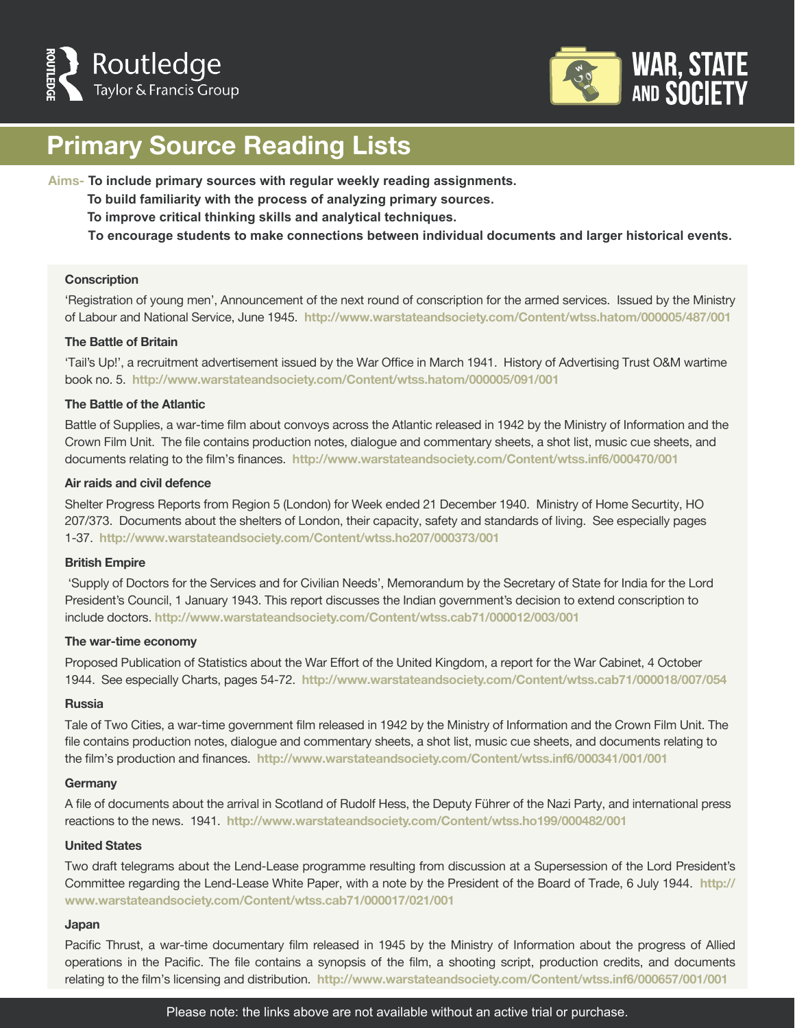Routledge
Taylor & Francis Group

WAR, STATE AND SOCIETY

# Primary Source Reading Lists

**Aims-** **To include primary sources with regular weekly reading assignments.**
**To build familiarity with the process of analyzing primary sources.**
**To improve critical thinking skills and analytical techniques.**
**To encourage students to make connections between individual documents and larger historical events.**

### Conscription

'Registration of young men', Announcement of the next round of conscription for the armed services. Issued by the Ministry of Labour and National Service, June 1945. **http://www.warstateandsociety.com/Content/wtss.hatom/000005/487/001**

### The Battle of Britain

'Tail's Up!', a recruitment advertisement issued by the War Office in March 1941. History of Advertising Trust O&M wartime book no. 5. **http://www.warstateandsociety.com/Content/wtss.hatom/000005/091/001**

### The Battle of the Atlantic

Battle of Supplies, a war-time film about convoys across the Atlantic released in 1942 by the Ministry of Information and the Crown Film Unit. The file contains production notes, dialogue and commentary sheets, a shot list, music cue sheets, and documents relating to the film's finances. **http://www.warstateandsociety.com/Content/wtss.inf6/000470/001**

### Air raids and civil defence

Shelter Progress Reports from Region 5 (London) for Week ended 21 December 1940. Ministry of Home Securtity, HO 207/373. Documents about the shelters of London, their capacity, safety and standards of living. See especially pages 1-37. **http://www.warstateandsociety.com/Content/wtss.ho207/000373/001**

### British Empire

'Supply of Doctors for the Services and for Civilian Needs', Memorandum by the Secretary of State for India for the Lord President's Council, 1 January 1943. This report discusses the Indian government's decision to extend conscription to include doctors. **http://www.warstateandsociety.com/Content/wtss.cab71/000012/003/001**

### The war-time economy

Proposed Publication of Statistics about the War Effort of the United Kingdom, a report for the War Cabinet, 4 October 1944. See especially Charts, pages 54-72. **http://www.warstateandsociety.com/Content/wtss.cab71/000018/007/054**

### Russia

Tale of Two Cities, a war-time government film released in 1942 by the Ministry of Information and the Crown Film Unit. The file contains production notes, dialogue and commentary sheets, a shot list, music cue sheets, and documents relating to the film's production and finances. **http://www.warstateandsociety.com/Content/wtss.inf6/000341/001/001**

### Germany

A file of documents about the arrival in Scotland of Rudolf Hess, the Deputy Führer of the Nazi Party, and international press reactions to the news. 1941. **http://www.warstateandsociety.com/Content/wtss.ho199/000482/001**

### United States

Two draft telegrams about the Lend-Lease programme resulting from discussion at a Supersession of the Lord President's Committee regarding the Lend-Lease White Paper, with a note by the President of the Board of Trade, 6 July 1944. **http://www.warstateandsociety.com/Content/wtss.cab71/000017/021/001**

### Japan

Pacific Thrust, a war-time documentary film released in 1945 by the Ministry of Information about the progress of Allied operations in the Pacific. The file contains a synopsis of the film, a shooting script, production credits, and documents relating to the film's licensing and distribution. **http://www.warstateandsociety.com/Content/wtss.inf6/000657/001/001**

Please note: the links above are not available without an active trial or purchase.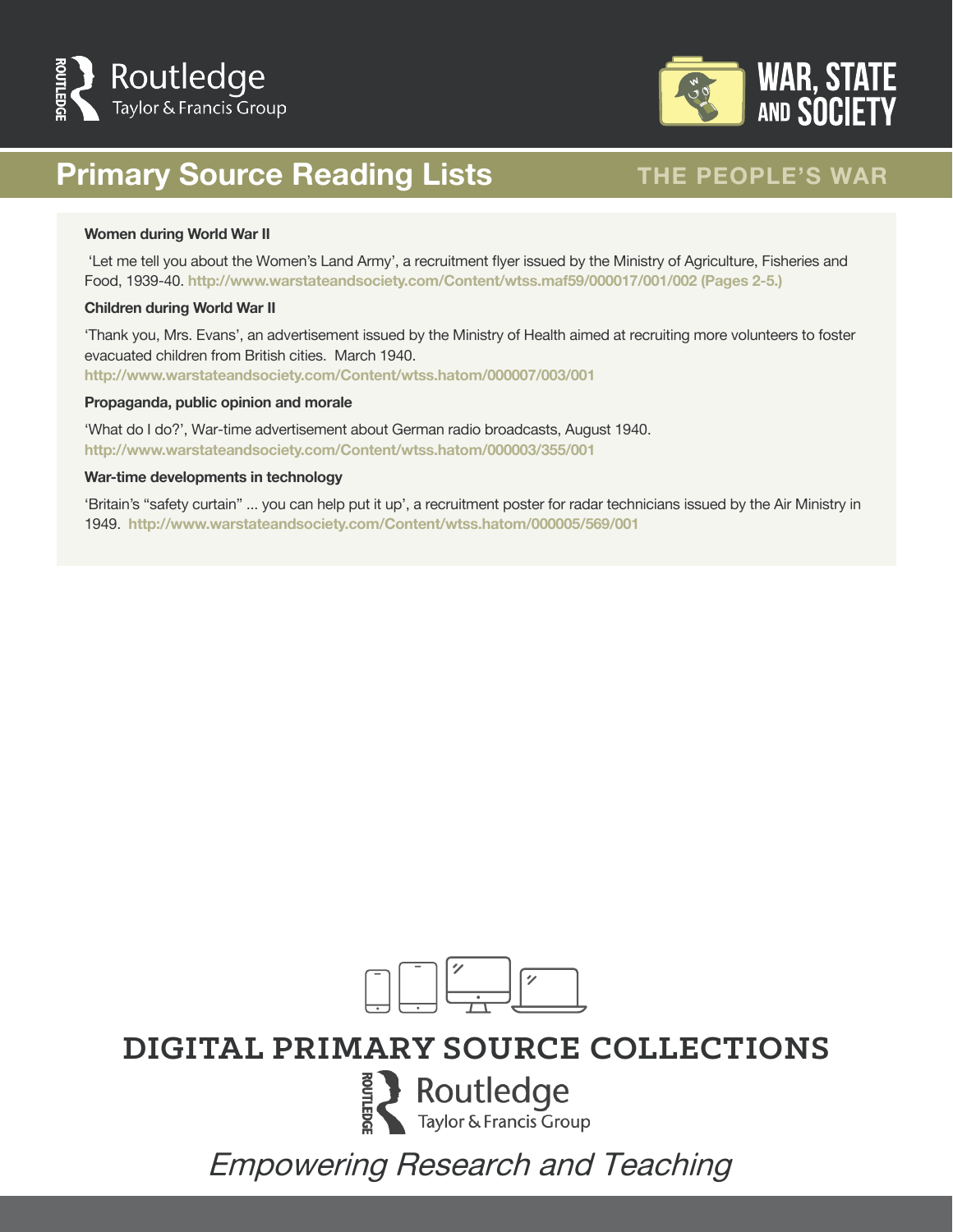## Primary Source Reading Lists

**THE PEOPLE'S WAR**

**Women during World War II**

'Let me tell you about the Women's Land Army', a recruitment flyer issued by the Ministry of Agriculture, Fisheries and Food, 1939-40. **http://www.warstateandsociety.com/Content/wtss.maf59/000017/001/002 (Pages 2-5.)**

**Children during World War II**

'Thank you, Mrs. Evans', an advertisement issued by the Ministry of Health aimed at recruiting more volunteers to foster evacuated children from British cities. March 1940.
**http://www.warstateandsociety.com/Content/wtss.hatom/000007/003/001**

**Propaganda, public opinion and morale**

'What do I do?', War-time advertisement about German radio broadcasts, August 1940.
**http://www.warstateandsociety.com/Content/wtss.hatom/000003/355/001**

**War-time developments in technology**

'Britain's "safety curtain" ... you can help put it up', a recruitment poster for radar technicians issued by the Air Ministry in 1949. **http://www.warstateandsociety.com/Content/wtss.hatom/000005/569/001**

**DIGITAL PRIMARY SOURCE COLLECTIONS**

Routledge
Taylor & Francis Group

*Empowering Research and Teaching*